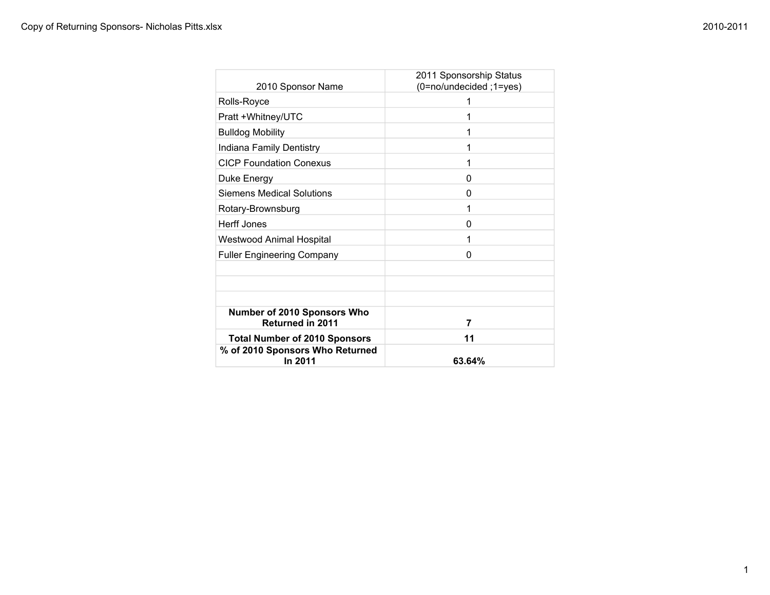| 2010 Sponsor Name | 2011 Sponsorship Status (0=no/undecided ;1=yes) |
|---|---|
| Rolls-Royce | 1 |
| Pratt +Whitney/UTC | 1 |
| Bulldog Mobility | 1 |
| Indiana Family Dentistry | 1 |
| CICP Foundation Conexus | 1 |
| Duke Energy | 0 |
| Siemens Medical Solutions | 0 |
| Rotary-Brownsburg | 1 |
| Herff Jones | 0 |
| Westwood Animal Hospital | 1 |
| Fuller Engineering Company | 0 |
| | |
| | |
| | |
| **Number of 2010 Sponsors Who Returned in 2011** | **7** |
| **Total Number of 2010 Sponsors** | **11** |
| **% of 2010 Sponsors Who Returned In 2011** | **63.64%** |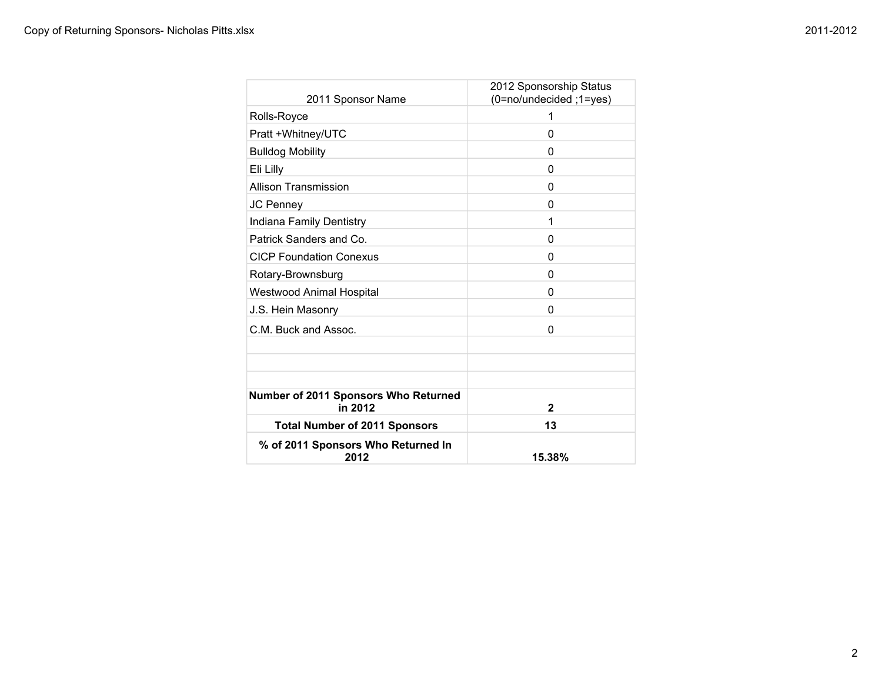| 2011 Sponsor Name | 2012 Sponsorship Status (0=no/undecided ;1=yes) |
|---|---|
| Rolls-Royce | 1 |
| Pratt +Whitney/UTC | 0 |
| Bulldog Mobility | 0 |
| Eli Lilly | 0 |
| Allison Transmission | 0 |
| JC Penney | 0 |
| Indiana Family Dentistry | 1 |
| Patrick Sanders and Co. | 0 |
| CICP Foundation Conexus | 0 |
| Rotary-Brownsburg | 0 |
| Westwood Animal Hospital | 0 |
| J.S. Hein Masonry | 0 |
| C.M. Buck and Assoc. | 0 |
| | |
| | |
| | |
| **Number of 2011 Sponsors Who Returned in 2012** | **2** |
| **Total Number of 2011 Sponsors** | **13** |
| **% of 2011 Sponsors Who Returned In 2012** | **15.38%** |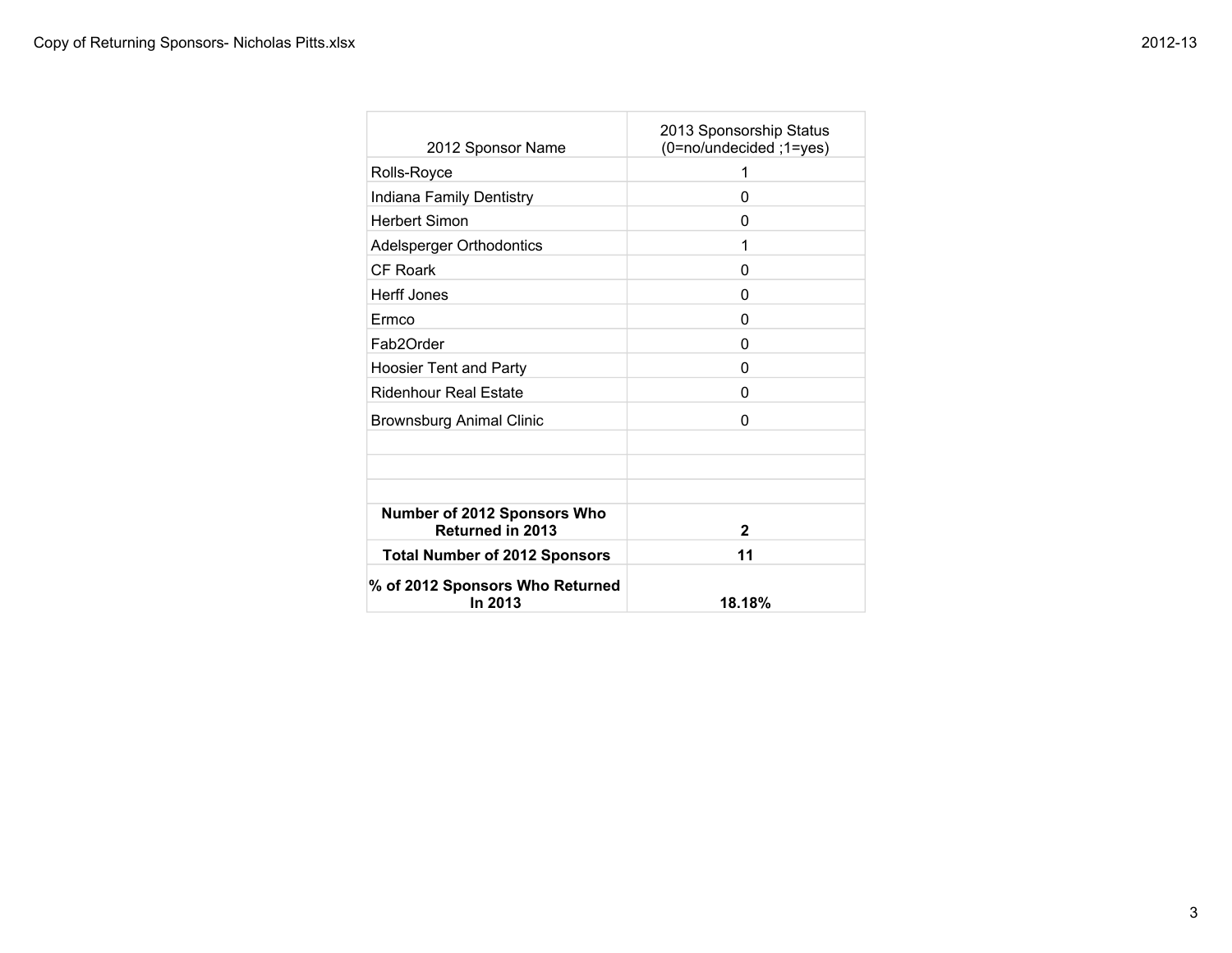| 2012 Sponsor Name | 2013 Sponsorship Status (0=no/undecided ;1=yes) |
|---|---|
| Rolls-Royce | 1 |
| Indiana Family Dentistry | 0 |
| Herbert Simon | 0 |
| Adelsperger Orthodontics | 1 |
| CF Roark | 0 |
| Herff Jones | 0 |
| Ermco | 0 |
| Fab2Order | 0 |
| Hoosier Tent and Party | 0 |
| Ridenhour Real Estate | 0 |
| Brownsburg Animal Clinic | 0 |
| | |
| | |
| | |
| **Number of 2012 Sponsors Who Returned in 2013** | **2** |
| **Total Number of 2012 Sponsors** | **11** |
| **% of 2012 Sponsors Who Returned In 2013** | **18.18%** |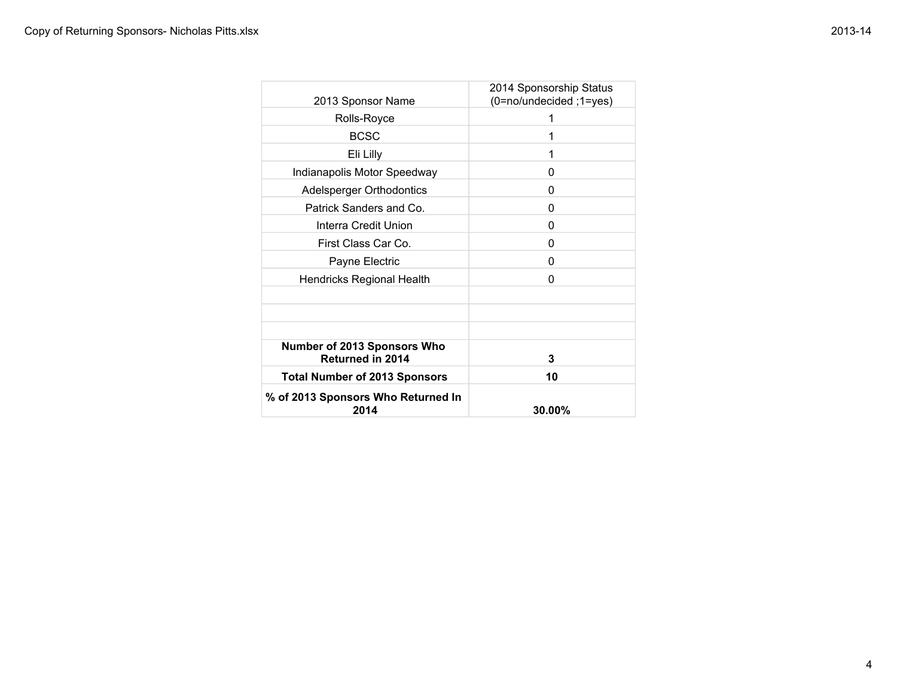| 2013 Sponsor Name | 2014 Sponsorship Status (0=no/undecided ;1=yes) |
|---|---|
| Rolls-Royce | 1 |
| BCSC | 1 |
| Eli Lilly | 1 |
| Indianapolis Motor Speedway | 0 |
| Adelsperger Orthodontics | 0 |
| Patrick Sanders and Co. | 0 |
| Interra Credit Union | 0 |
| First Class Car Co. | 0 |
| Payne Electric | 0 |
| Hendricks Regional Health | 0 |
| | |
| | |
| | |
| **Number of 2013 Sponsors Who Returned in 2014** | **3** |
| **Total Number of 2013 Sponsors** | **10** |
| **% of 2013 Sponsors Who Returned In 2014** | **30.00%** |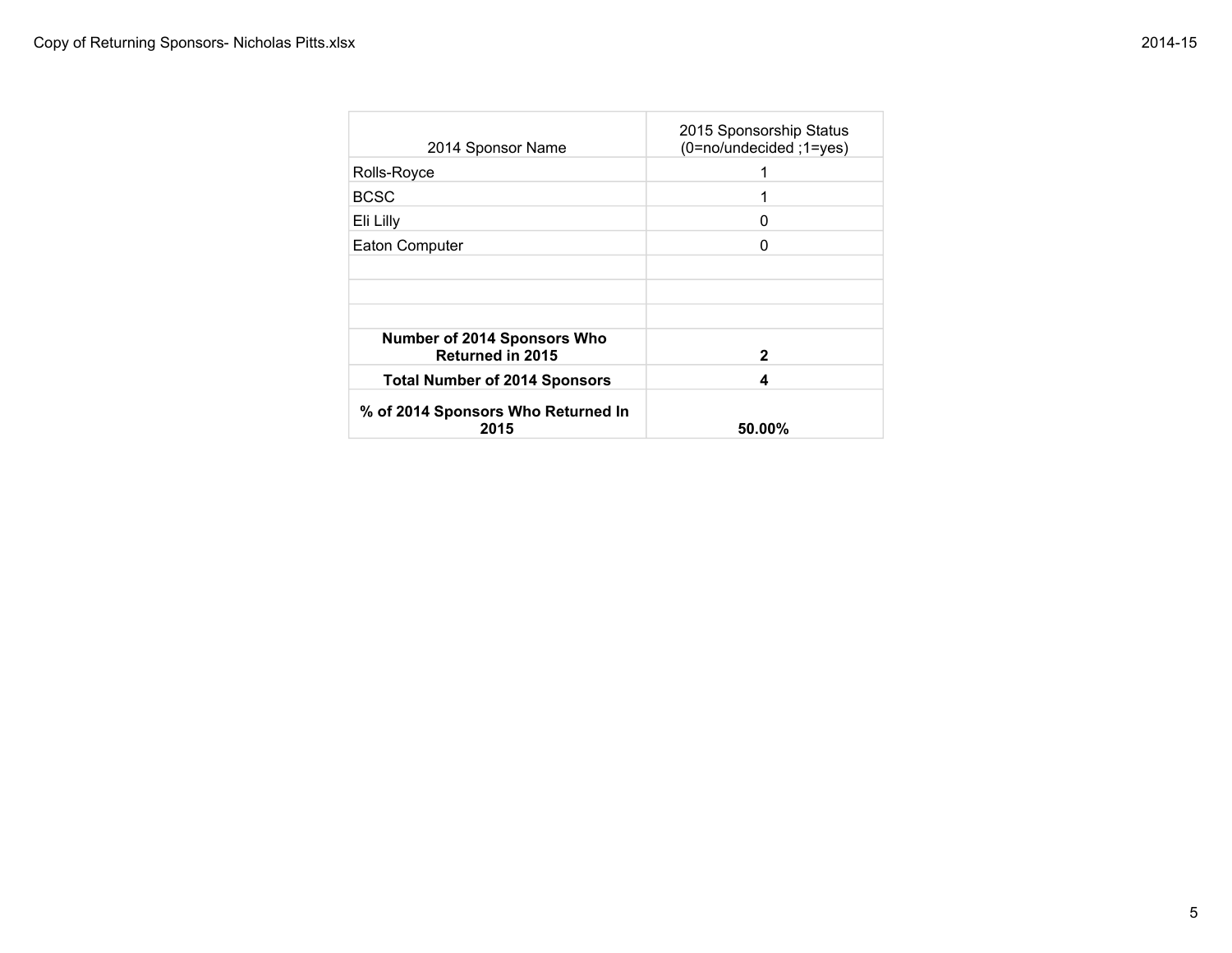| 2014 Sponsor Name | 2015 Sponsorship Status (0=no/undecided ;1=yes) |
|---|---|
| Rolls-Royce | 1 |
| BCSC | 1 |
| Eli Lilly | 0 |
| Eaton Computer | 0 |
| | |
| | |
| | |
| **Number of 2014 Sponsors Who Returned in 2015** | **2** |
| **Total Number of 2014 Sponsors** | **4** |
| **% of 2014 Sponsors Who Returned In 2015** | **50.00%** |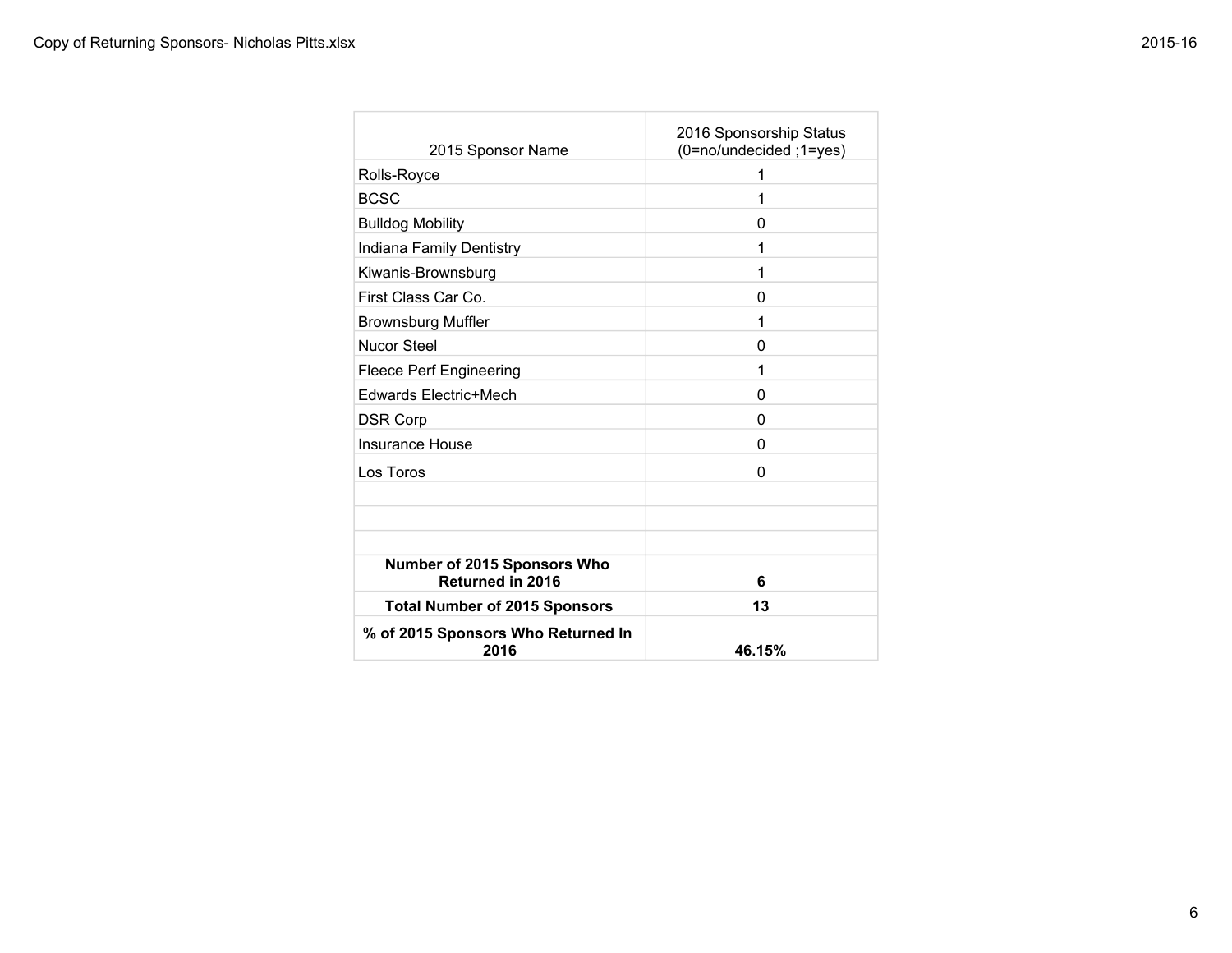| 2015 Sponsor Name | 2016 Sponsorship Status (0=no/undecided ;1=yes) |
| --- | --- |
| Rolls-Royce | 1 |
| BCSC | 1 |
| Bulldog Mobility | 0 |
| Indiana Family Dentistry | 1 |
| Kiwanis-Brownsburg | 1 |
| First Class Car Co. | 0 |
| Brownsburg Muffler | 1 |
| Nucor Steel | 0 |
| Fleece Perf Engineering | 1 |
| Edwards Electric+Mech | 0 |
| DSR Corp | 0 |
| Insurance House | 0 |
| Los Toros | 0 |
| | |
| | |
| | |
| **Number of 2015 Sponsors Who Returned in 2016** | **6** |
| **Total Number of 2015 Sponsors** | **13** |
| **% of 2015 Sponsors Who Returned In 2016** | **46.15%** |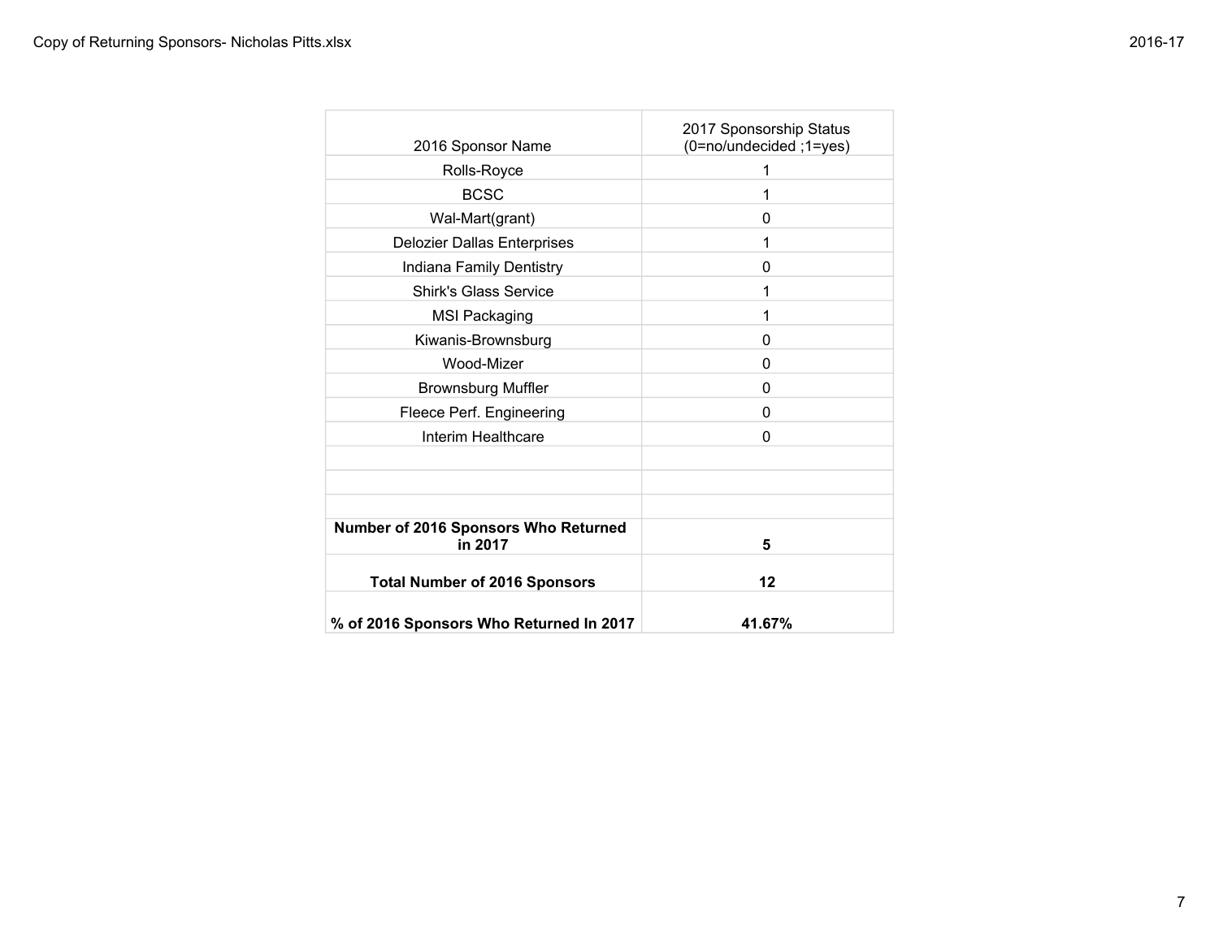| 2016 Sponsor Name | 2017 Sponsorship Status (0=no/undecided ;1=yes) |
|---|---|
| Rolls-Royce | 1 |
| BCSC | 1 |
| Wal-Mart(grant) | 0 |
| Delozier Dallas Enterprises | 1 |
| Indiana Family Dentistry | 0 |
| Shirk's Glass Service | 1 |
| MSI Packaging | 1 |
| Kiwanis-Brownsburg | 0 |
| Wood-Mizer | 0 |
| Brownsburg Muffler | 0 |
| Fleece Perf. Engineering | 0 |
| Interim Healthcare | 0 |
| | |
| | |
| | |
| **Number of 2016 Sponsors Who Returned in 2017** | **5** |
| **Total Number of 2016 Sponsors** | **12** |
| **% of 2016 Sponsors Who Returned In 2017** | **41.67%** |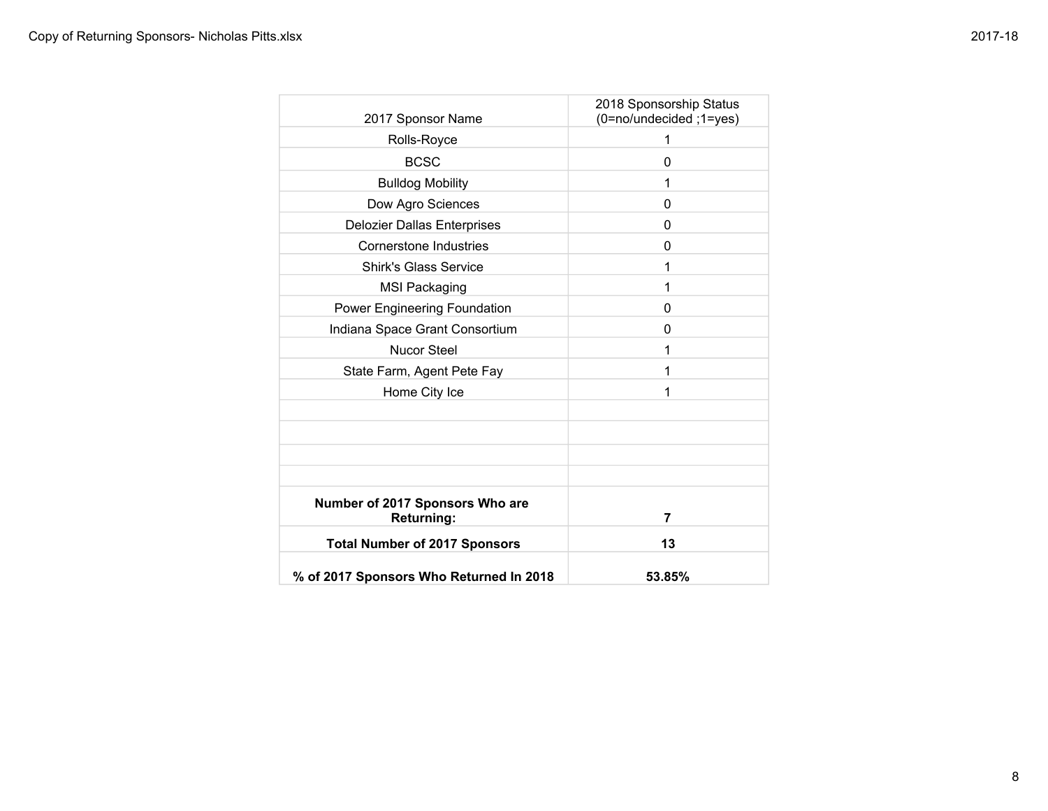| 2017 Sponsor Name | 2018 Sponsorship Status (0=no/undecided ;1=yes) |
|---|---|
| Rolls-Royce | 1 |
| BCSC | 0 |
| Bulldog Mobility | 1 |
| Dow Agro Sciences | 0 |
| Delozier Dallas Enterprises | 0 |
| Cornerstone Industries | 0 |
| Shirk's Glass Service | 1 |
| MSI Packaging | 1 |
| Power Engineering Foundation | 0 |
| Indiana Space Grant Consortium | 0 |
| Nucor Steel | 1 |
| State Farm, Agent Pete Fay | 1 |
| Home City Ice | 1 |
| | |
| | |
| | |
| | |
| **Number of 2017 Sponsors Who are Returning:** | **7** |
| **Total Number of 2017 Sponsors** | **13** |
| **% of 2017 Sponsors Who Returned In 2018** | **53.85%** |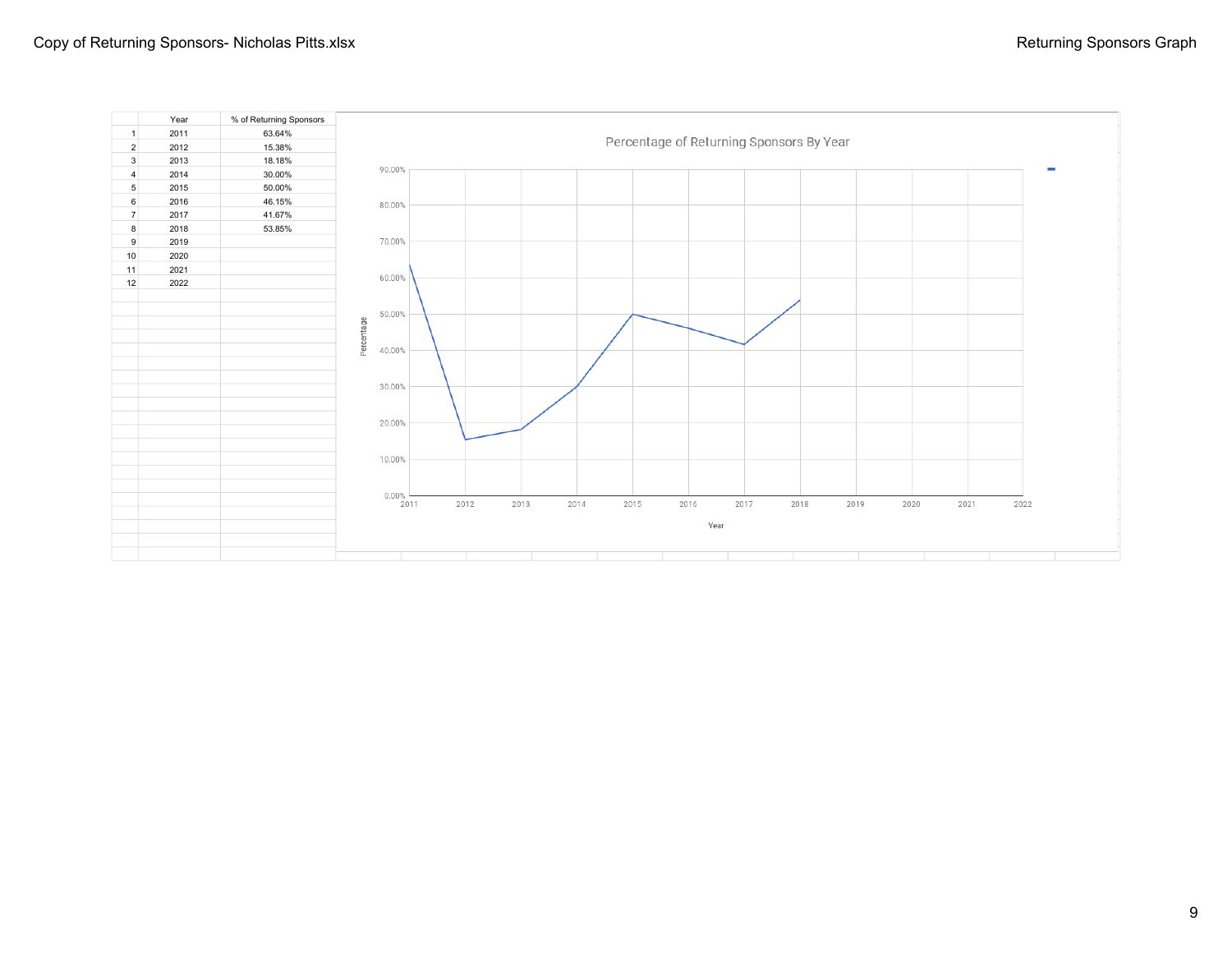| | Year | % of Returning Sponsors |
|---|---|---|
| 1 | 2011 | 63.64% |
| 2 | 2012 | 15.38% |
| 3 | 2013 | 18.18% |
| 4 | 2014 | 30.00% |
| 5 | 2015 | 50.00% |
| 6 | 2016 | 46.15% |
| 7 | 2017 | 41.67% |
| 8 | 2018 | 53.85% |
| 9 | 2019 | |
| 10 | 2020 | |
| 11 | 2021 | |
| 12 | 2022 | |

Percentage of Returning Sponsors By Year

Percentage

90.00%
80.00%
70.00%
60.00%
50.00%
40.00%
30.00%
20.00%
10.00%
0.00%

2011 2012 2013 2014 2015 2016 2017 2018 2019 2020 2021 2022

Year